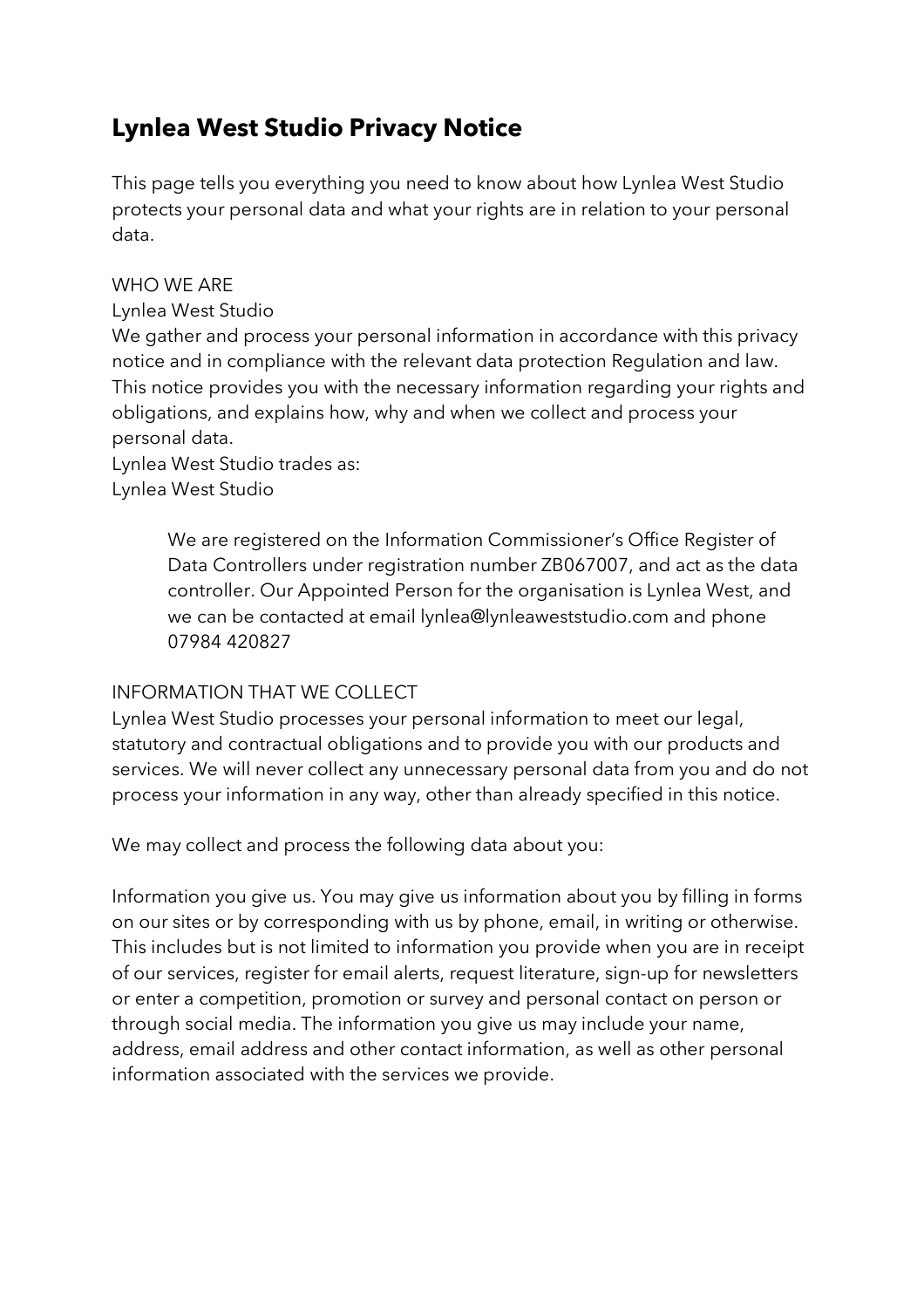# Lynlea West Studio Privacy Notice

This page tells you everything you need to know about how Lynlea West Studio protects your personal data and what your rights are in relation to your personal data.

WHO WE ARE

Lynlea West Studio

We gather and process your personal information in accordance with this privacy notice and in compliance with the relevant data protection Regulation and law. This notice provides you with the necessary information regarding your rights and obligations, and explains how, why and when we collect and process your personal data.

Lynlea West Studio trades as:

Lynlea West Studio

> We are registered on the Information Commissioner's Office Register of Data Controllers under registration number ZB067007, and act as the data controller. Our Appointed Person for the organisation is Lynlea West, and we can be contacted at email lynlea@lynleaweststudio.com and phone 07984 420827

INFORMATION THAT WE COLLECT

Lynlea West Studio processes your personal information to meet our legal, statutory and contractual obligations and to provide you with our products and services. We will never collect any unnecessary personal data from you and do not process your information in any way, other than already specified in this notice.

We may collect and process the following data about you:

Information you give us. You may give us information about you by filling in forms on our sites or by corresponding with us by phone, email, in writing or otherwise. This includes but is not limited to information you provide when you are in receipt of our services, register for email alerts, request literature, sign-up for newsletters or enter a competition, promotion or survey and personal contact on person or through social media. The information you give us may include your name, address, email address and other contact information, as well as other personal information associated with the services we provide.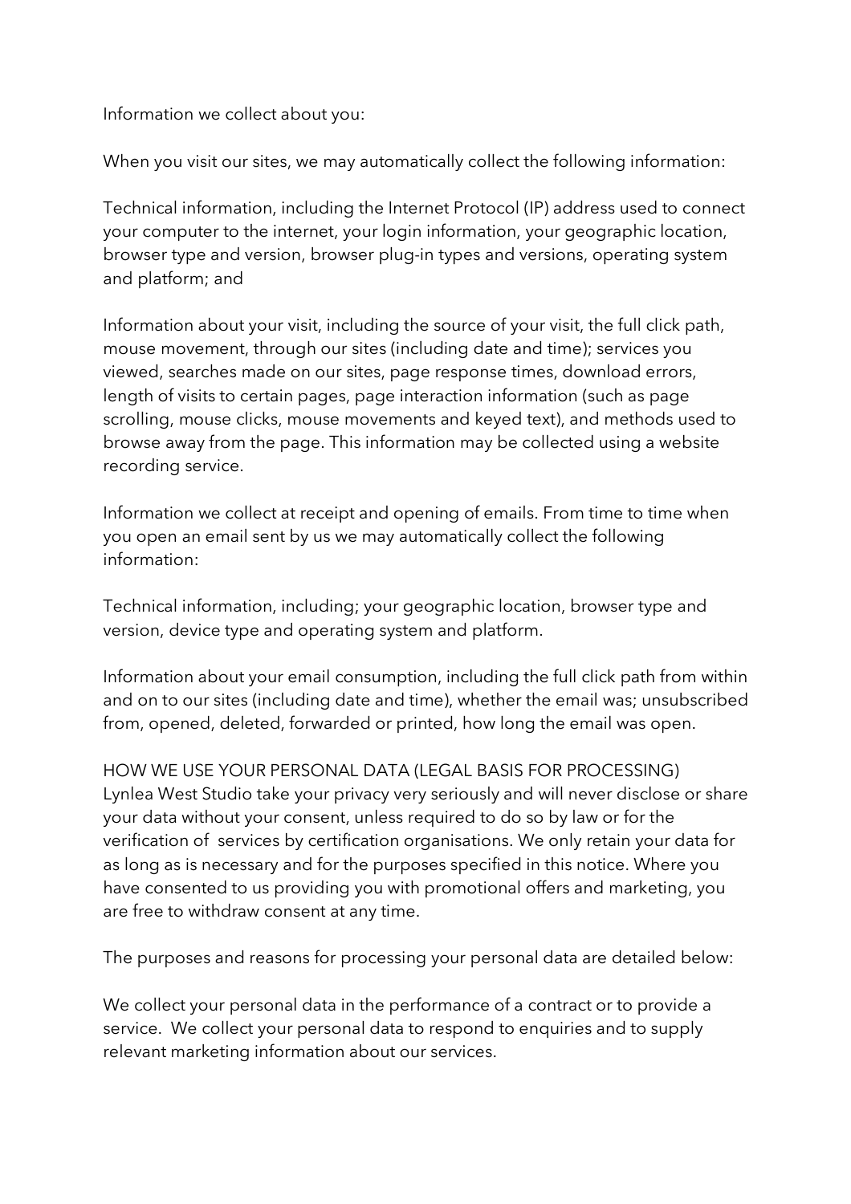Information we collect about you:

When you visit our sites, we may automatically collect the following information:

Technical information, including the Internet Protocol (IP) address used to connect your computer to the internet, your login information, your geographic location, browser type and version, browser plug-in types and versions, operating system and platform; and

Information about your visit, including the source of your visit, the full click path, mouse movement, through our sites (including date and time); services you viewed, searches made on our sites, page response times, download errors, length of visits to certain pages, page interaction information (such as page scrolling, mouse clicks, mouse movements and keyed text), and methods used to browse away from the page. This information may be collected using a website recording service.

Information we collect at receipt and opening of emails. From time to time when you open an email sent by us we may automatically collect the following information:

Technical information, including; your geographic location, browser type and version, device type and operating system and platform.

Information about your email consumption, including the full click path from within and on to our sites (including date and time), whether the email was; unsubscribed from, opened, deleted, forwarded or printed, how long the email was open.

HOW WE USE YOUR PERSONAL DATA (LEGAL BASIS FOR PROCESSING)
Lynlea West Studio take your privacy very seriously and will never disclose or share your data without your consent, unless required to do so by law or for the verification of services by certification organisations. We only retain your data for as long as is necessary and for the purposes specified in this notice. Where you have consented to us providing you with promotional offers and marketing, you are free to withdraw consent at any time.

The purposes and reasons for processing your personal data are detailed below:

We collect your personal data in the performance of a contract or to provide a service. We collect your personal data to respond to enquiries and to supply relevant marketing information about our services.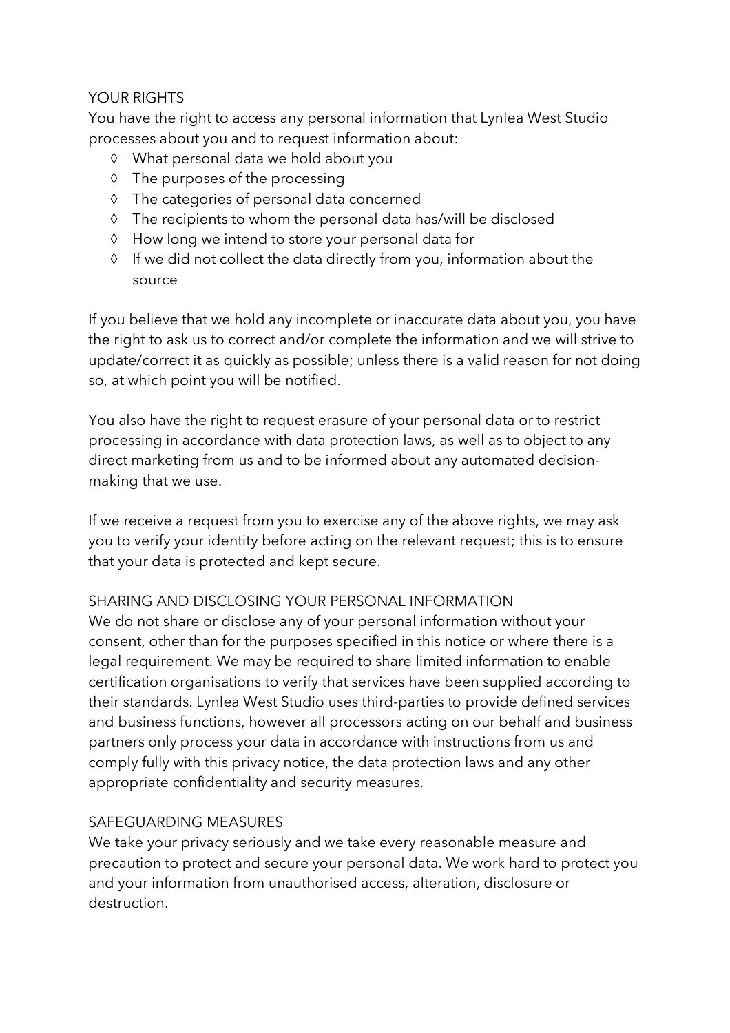## YOUR RIGHTS

You have the right to access any personal information that Lynlea West Studio processes about you and to request information about:

- What personal data we hold about you
- The purposes of the processing
- The categories of personal data concerned
- The recipients to whom the personal data has/will be disclosed
- How long we intend to store your personal data for
- If we did not collect the data directly from you, information about the source

If you believe that we hold any incomplete or inaccurate data about you, you have the right to ask us to correct and/or complete the information and we will strive to update/correct it as quickly as possible; unless there is a valid reason for not doing so, at which point you will be notified.

You also have the right to request erasure of your personal data or to restrict processing in accordance with data protection laws, as well as to object to any direct marketing from us and to be informed about any automated decision-making that we use.

If we receive a request from you to exercise any of the above rights, we may ask you to verify your identity before acting on the relevant request; this is to ensure that your data is protected and kept secure.

## SHARING AND DISCLOSING YOUR PERSONAL INFORMATION

We do not share or disclose any of your personal information without your consent, other than for the purposes specified in this notice or where there is a legal requirement. We may be required to share limited information to enable certification organisations to verify that services have been supplied according to their standards. Lynlea West Studio uses third-parties to provide defined services and business functions, however all processors acting on our behalf and business partners only process your data in accordance with instructions from us and comply fully with this privacy notice, the data protection laws and any other appropriate confidentiality and security measures.

## SAFEGUARDING MEASURES

We take your privacy seriously and we take every reasonable measure and precaution to protect and secure your personal data. We work hard to protect you and your information from unauthorised access, alteration, disclosure or destruction.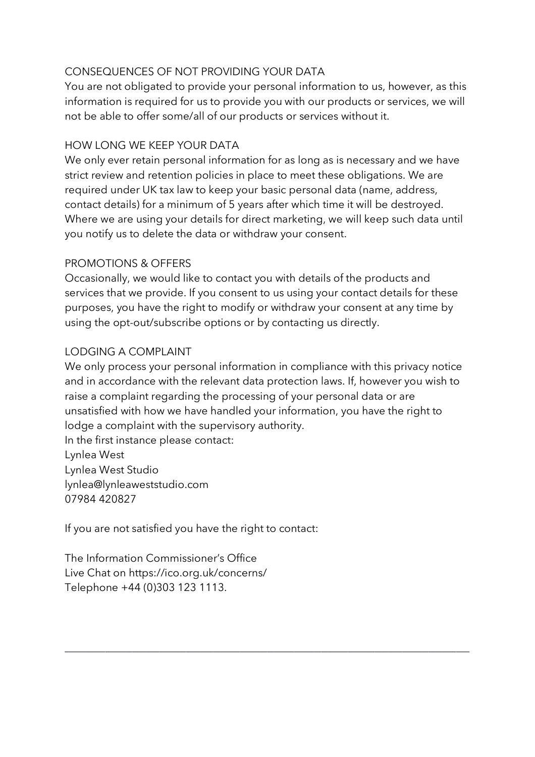## CONSEQUENCES OF NOT PROVIDING YOUR DATA

You are not obligated to provide your personal information to us, however, as this information is required for us to provide you with our products or services, we will not be able to offer some/all of our products or services without it.

## HOW LONG WE KEEP YOUR DATA

We only ever retain personal information for as long as is necessary and we have strict review and retention policies in place to meet these obligations. We are required under UK tax law to keep your basic personal data (name, address, contact details) for a minimum of 5 years after which time it will be destroyed. Where we are using your details for direct marketing, we will keep such data until you notify us to delete the data or withdraw your consent.

## PROMOTIONS & OFFERS

Occasionally, we would like to contact you with details of the products and services that we provide. If you consent to us using your contact details for these purposes, you have the right to modify or withdraw your consent at any time by using the opt-out/subscribe options or by contacting us directly.

## LODGING A COMPLAINT

We only process your personal information in compliance with this privacy notice and in accordance with the relevant data protection laws. If, however you wish to raise a complaint regarding the processing of your personal data or are unsatisfied with how we have handled your information, you have the right to lodge a complaint with the supervisory authority.
In the first instance please contact:
Lynlea West
Lynlea West Studio
lynlea@lynleaweststudio.com
07984 420827

If you are not satisfied you have the right to contact:

The Information Commissioner's Office
Live Chat on https://ico.org.uk/concerns/
Telephone +44 (0)303 123 1113.

---